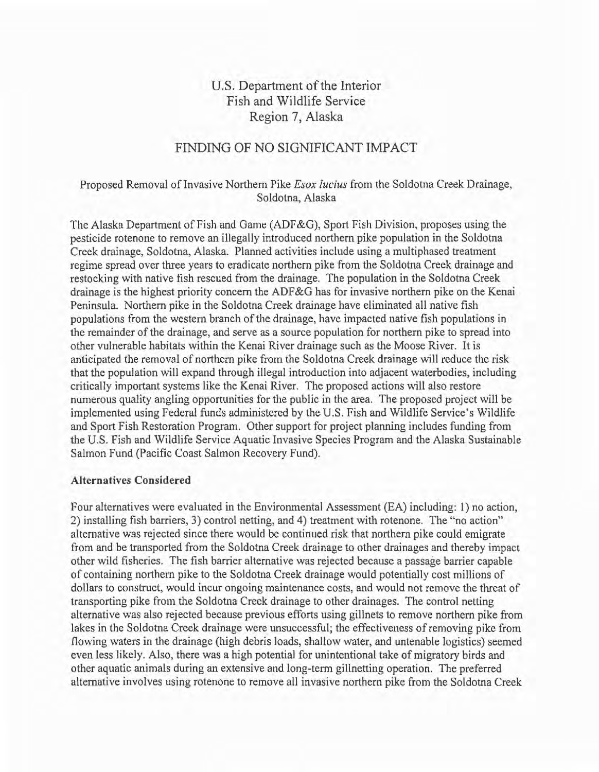U.S. Department of the Interior
Fish and Wildlife Service
Region 7, Alaska

# FINDING OF NO SIGNIFICANT IMPACT

Proposed Removal of Invasive Northern Pike *Esox lucius* from the Soldotna Creek Drainage, Soldotna, Alaska

The Alaska Department of Fish and Game (ADF&G), Sport Fish Division, proposes using the pesticide rotenone to remove an illegally introduced northern pike population in the Soldotna Creek drainage, Soldotna, Alaska. Planned activities include using a multiphased treatment regime spread over three years to eradicate northern pike from the Soldotna Creek drainage and restocking with native fish rescued from the drainage. The population in the Soldotna Creek drainage is the highest priority concern the ADF&G has for invasive northern pike on the Kenai Peninsula. Northern pike in the Soldotna Creek drainage have eliminated all native fish populations from the western branch of the drainage, have impacted native fish populations in the remainder of the drainage, and serve as a source population for northern pike to spread into other vulnerable habitats within the Kenai River drainage such as the Moose River. It is anticipated the removal of northern pike from the Soldotna Creek drainage will reduce the risk that the population will expand through illegal introduction into adjacent waterbodies, including critically important systems like the Kenai River. The proposed actions will also restore numerous quality angling opportunities for the public in the area. The proposed project will be implemented using Federal funds administered by the U.S. Fish and Wildlife Service's Wildlife and Sport Fish Restoration Program. Other support for project planning includes funding from the U.S. Fish and Wildlife Service Aquatic Invasive Species Program and the Alaska Sustainable Salmon Fund (Pacific Coast Salmon Recovery Fund).

**Alternatives Considered**

Four alternatives were evaluated in the Environmental Assessment (EA) including: 1) no action, 2) installing fish barriers, 3) control netting, and 4) treatment with rotenone. The "no action" alternative was rejected since there would be continued risk that northern pike could emigrate from and be transported from the Soldotna Creek drainage to other drainages and thereby impact other wild fisheries. The fish barrier alternative was rejected because a passage barrier capable of containing northern pike to the Soldotna Creek drainage would potentially cost millions of dollars to construct, would incur ongoing maintenance costs, and would not remove the threat of transporting pike from the Soldotna Creek drainage to other drainages. The control netting alternative was also rejected because previous efforts using gillnets to remove northern pike from lakes in the Soldotna Creek drainage were unsuccessful; the effectiveness of removing pike from flowing waters in the drainage (high debris loads, shallow water, and untenable logistics) seemed even less likely. Also, there was a high potential for unintentional take of migratory birds and other aquatic animals during an extensive and long-term gillnetting operation. The preferred alternative involves using rotenone to remove all invasive northern pike from the Soldotna Creek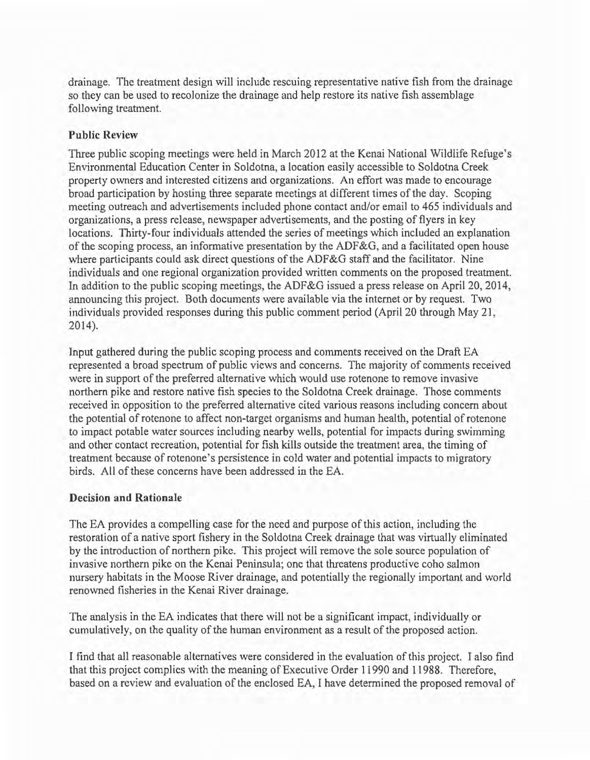drainage. The treatment design will include rescuing representative native fish from the drainage so they can be used to recolonize the drainage and help restore its native fish assemblage following treatment.

**Public Review**

Three public scoping meetings were held in March 2012 at the Kenai National Wildlife Refuge's Environmental Education Center in Soldotna, a location easily accessible to Soldotna Creek property owners and interested citizens and organizations. An effort was made to encourage broad participation by hosting three separate meetings at different times of the day. Scoping meeting outreach and advertisements included phone contact and/or email to 465 individuals and organizations, a press release, newspaper advertisements, and the posting of flyers in key locations. Thirty-four individuals attended the series of meetings which included an explanation of the scoping process, an informative presentation by the ADF&G, and a facilitated open house where participants could ask direct questions of the ADF&G staff and the facilitator. Nine individuals and one regional organization provided written comments on the proposed treatment. In addition to the public scoping meetings, the ADF&G issued a press release on April 20, 2014, announcing this project. Both documents were available via the internet or by request. Two individuals provided responses during this public comment period (April 20 through May 21, 2014).

Input gathered during the public scoping process and comments received on the Draft EA represented a broad spectrum of public views and concerns. The majority of comments received were in support of the preferred alternative which would use rotenone to remove invasive northern pike and restore native fish species to the Soldotna Creek drainage. Those comments received in opposition to the preferred alternative cited various reasons including concern about the potential of rotenone to affect non-target organisms and human health, potential of rotenone to impact potable water sources including nearby wells, potential for impacts during swimming and other contact recreation, potential for fish kills outside the treatment area, the timing of treatment because of rotenone's persistence in cold water and potential impacts to migratory birds. All of these concerns have been addressed in the EA.

**Decision and Rationale**

The EA provides a compelling case for the need and purpose of this action, including the restoration of a native sport fishery in the Soldotna Creek drainage that was virtually eliminated by the introduction of northern pike. This project will remove the sole source population of invasive northern pike on the Kenai Peninsula; one that threatens productive coho salmon nursery habitats in the Moose River drainage, and potentially the regionally important and world renowned fisheries in the Kenai River drainage.

The analysis in the EA indicates that there will not be a significant impact, individually or cumulatively, on the quality of the human environment as a result of the proposed action.

I find that all reasonable alternatives were considered in the evaluation of this project. I also find that this project complies with the meaning of Executive Order 11990 and 11988. Therefore, based on a review and evaluation of the enclosed EA, I have determined the proposed removal of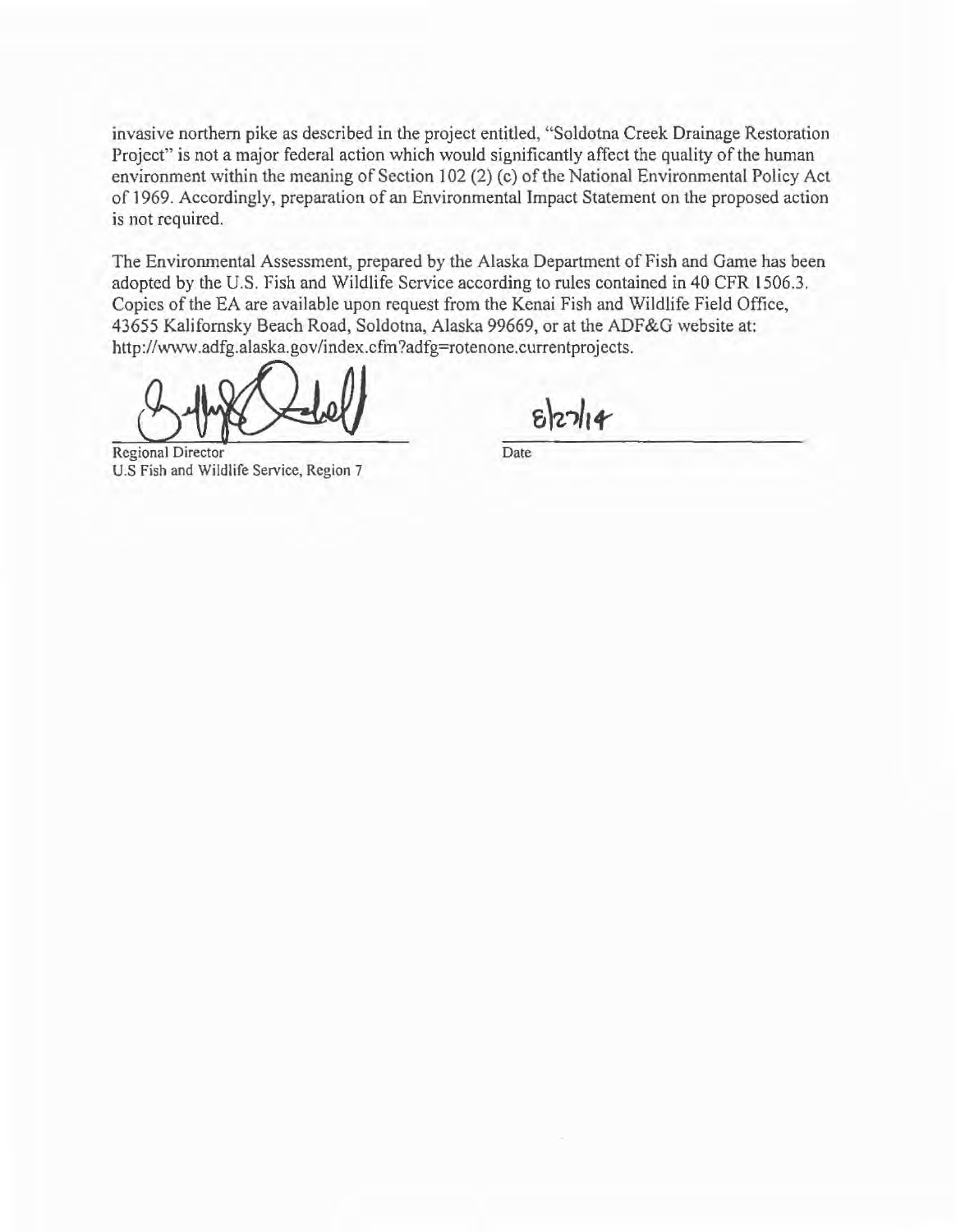invasive northern pike as described in the project entitled, "Soldotna Creek Drainage Restoration Project" is not a major federal action which would significantly affect the quality of the human environment within the meaning of Section 102 (2) (c) of the National Environmental Policy Act of 1969. Accordingly, preparation of an Environmental Impact Statement on the proposed action is not required.

The Environmental Assessment, prepared by the Alaska Department of Fish and Game has been adopted by the U.S. Fish and Wildlife Service according to rules contained in 40 CFR 1506.3. Copies of the EA are available upon request from the Kenai Fish and Wildlife Field Office, 43655 Kalifornsky Beach Road, Soldotna, Alaska 99669, or at the ADF&G website at: http://www.adfg.alaska.gov/index.cfm?adfg=rotenone.currentprojects.

Regional Director
U.S Fish and Wildlife Service, Region 7

8/27/14
Date